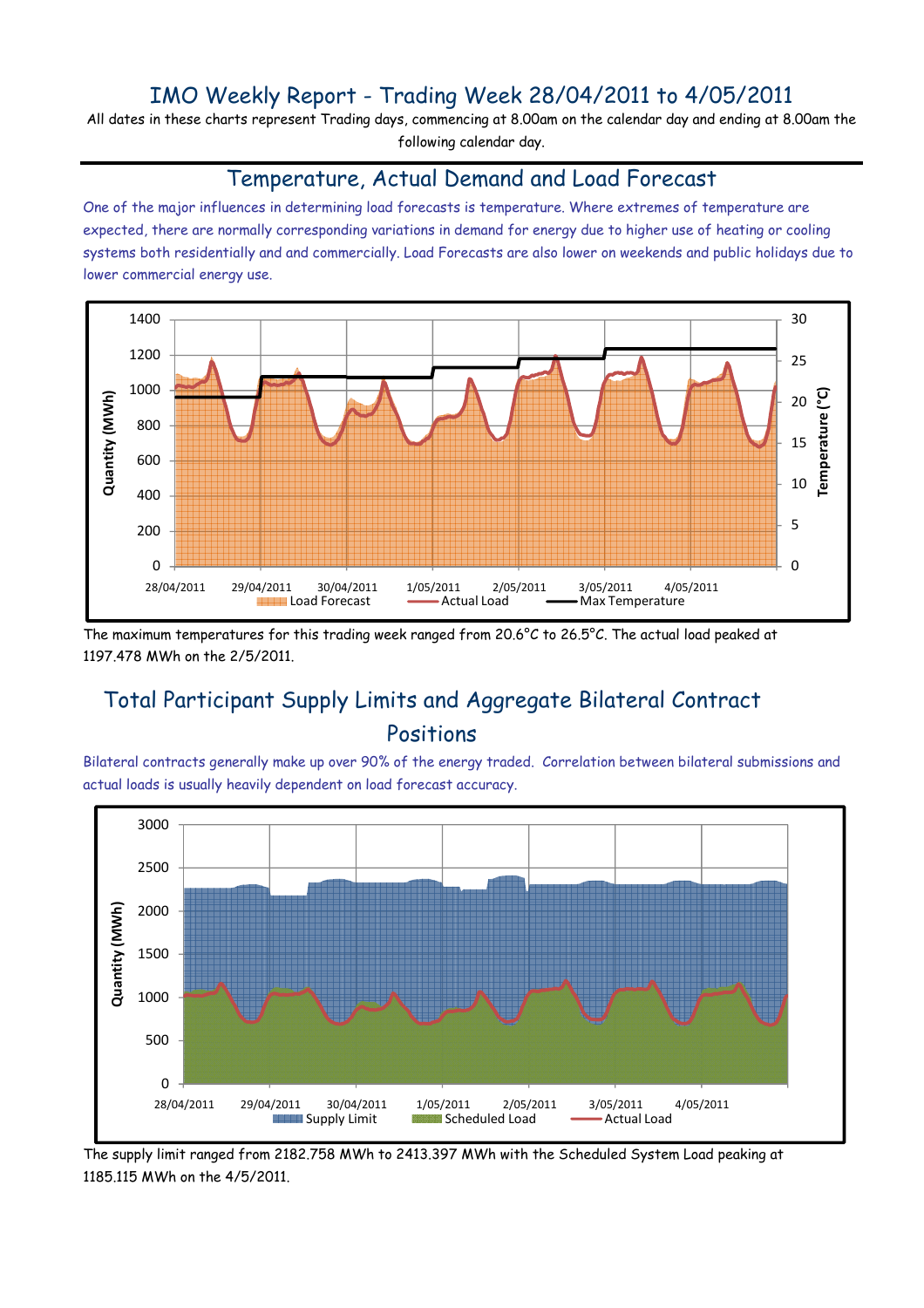# IMO Weekly Report - Trading Week 28/04/2011 to 4/05/2011

All dates in these charts represent Trading days, commencing at 8.00am on the calendar day and ending at 8.00am the following calendar day.

## Temperature, Actual Demand and Load Forecast

One of the major influences in determining load forecasts is temperature. Where extremes of temperature are expected, there are normally corresponding variations in demand for energy due to higher use of heating or cooling systems both residentially and and commercially. Load Forecasts are also lower on weekends and public holidays due to lower commercial energy use.

The maximum temperatures for this trading week ranged from 20.6°C to 26.5°C. The actual load peaked at 1197.478 MWh on the 2/5/2011.

## Total Participant Supply Limits and Aggregate Bilateral Contract Positions

Bilateral contracts generally make up over 90% of the energy traded. Correlation between bilateral submissions and actual loads is usually heavily dependent on load forecast accuracy.

The supply limit ranged from 2182.758 MWh to 2413.397 MWh with the Scheduled System Load peaking at 1185.115 MWh on the 4/5/2011.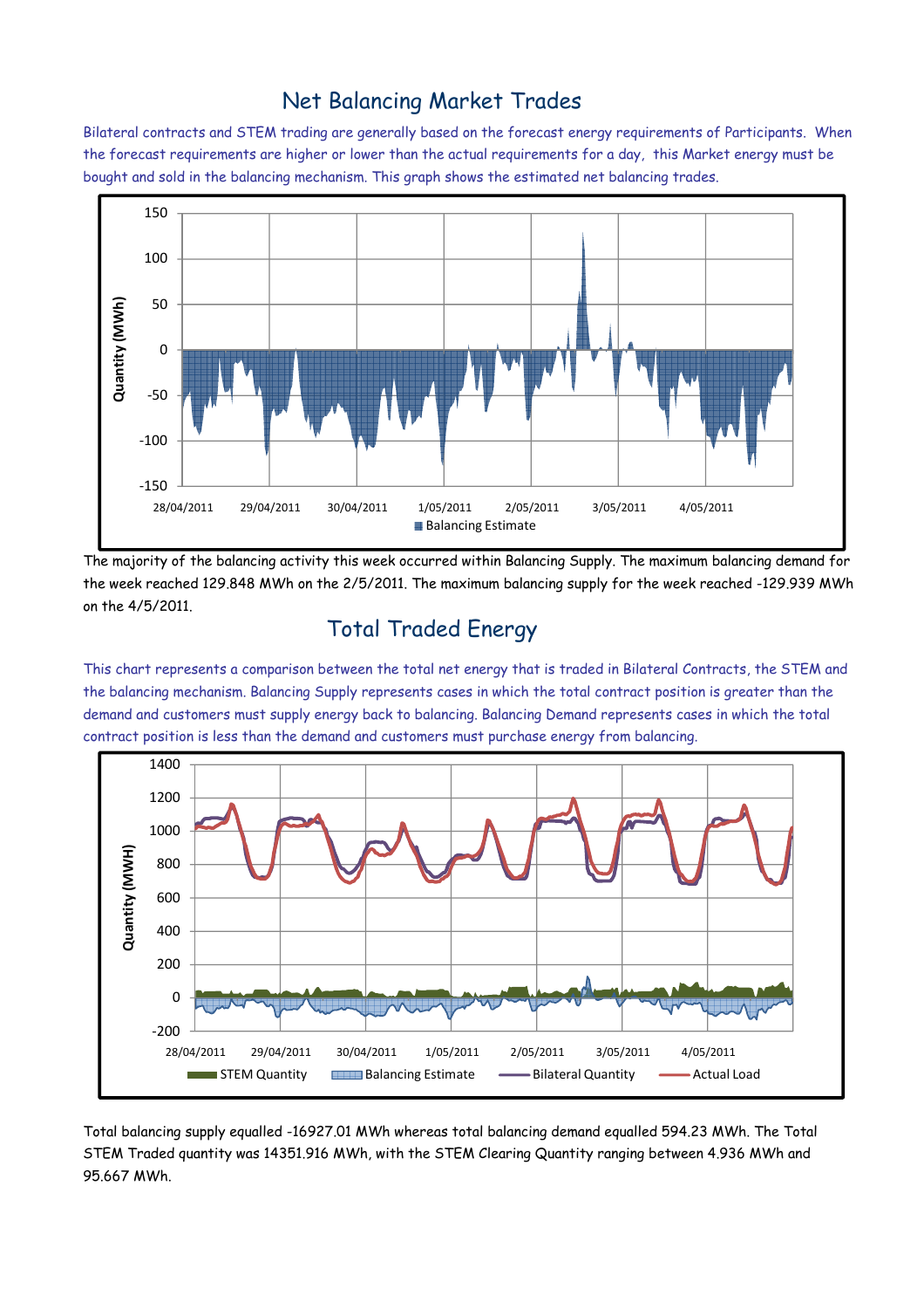# Net Balancing Market Trades

Bilateral contracts and STEM trading are generally based on the forecast energy requirements of Participants. When the forecast requirements are higher or lower than the actual requirements for a day, this Market energy must be bought and sold in the balancing mechanism. This graph shows the estimated net balancing trades.

The majority of the balancing activity this week occurred within Balancing Supply. The maximum balancing demand for the week reached 129.848 MWh on the 2/5/2011. The maximum balancing supply for the week reached -129.939 MWh on the 4/5/2011.

# Total Traded Energy

This chart represents a comparison between the total net energy that is traded in Bilateral Contracts, the STEM and the balancing mechanism. Balancing Supply represents cases in which the total contract position is greater than the demand and customers must supply energy back to balancing. Balancing Demand represents cases in which the total contract position is less than the demand and customers must purchase energy from balancing.

Total balancing supply equalled -16927.01 MWh whereas total balancing demand equalled 594.23 MWh. The Total STEM Traded quantity was 14351.916 MWh, with the STEM Clearing Quantity ranging between 4.936 MWh and 95.667 MWh.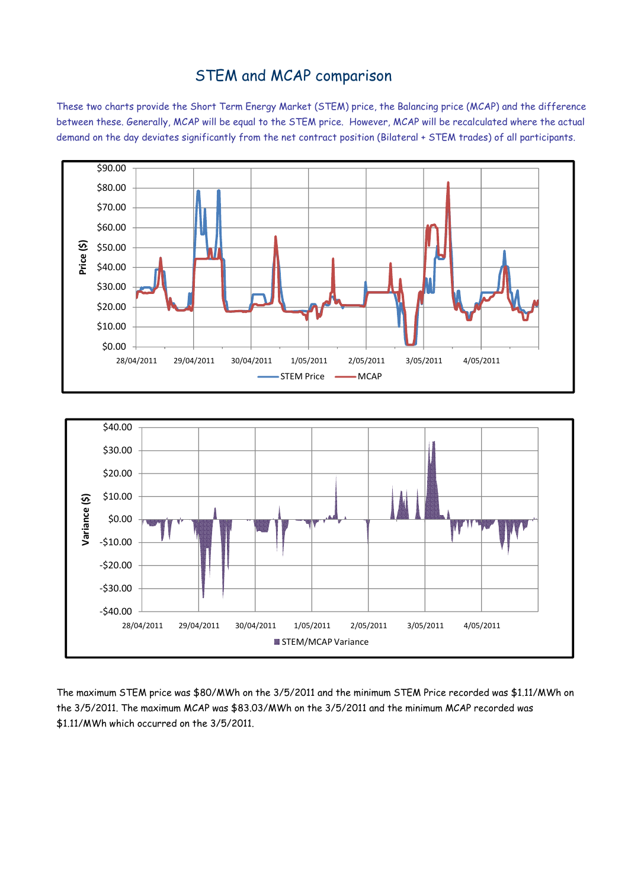# STEM and MCAP comparison

These two charts provide the Short Term Energy Market (STEM) price, the Balancing price (MCAP) and the difference between these. Generally, MCAP will be equal to the STEM price. However, MCAP will be recalculated where the actual demand on the day deviates significantly from the net contract position (Bilateral + STEM trades) of all participants.

Price ($)

$90.00
$80.00
$70.00
$60.00
$50.00
$40.00
$30.00
$20.00
$10.00
$0.00

28/04/2011 29/04/2011 30/04/2011 1/05/2011 2/05/2011 3/05/2011 4/05/2011

STEM Price MCAP

Variance ($)

$40.00
$30.00
$20.00
$10.00
$0.00
-$10.00
-$20.00
-$30.00
-$40.00

28/04/2011 29/04/2011 30/04/2011 1/05/2011 2/05/2011 3/05/2011 4/05/2011

STEM/MCAP Variance

The maximum STEM price was $80/MWh on the 3/5/2011 and the minimum STEM Price recorded was $1.11/MWh on the 3/5/2011. The maximum MCAP was $83.03/MWh on the 3/5/2011 and the minimum MCAP recorded was $1.11/MWh which occurred on the 3/5/2011.